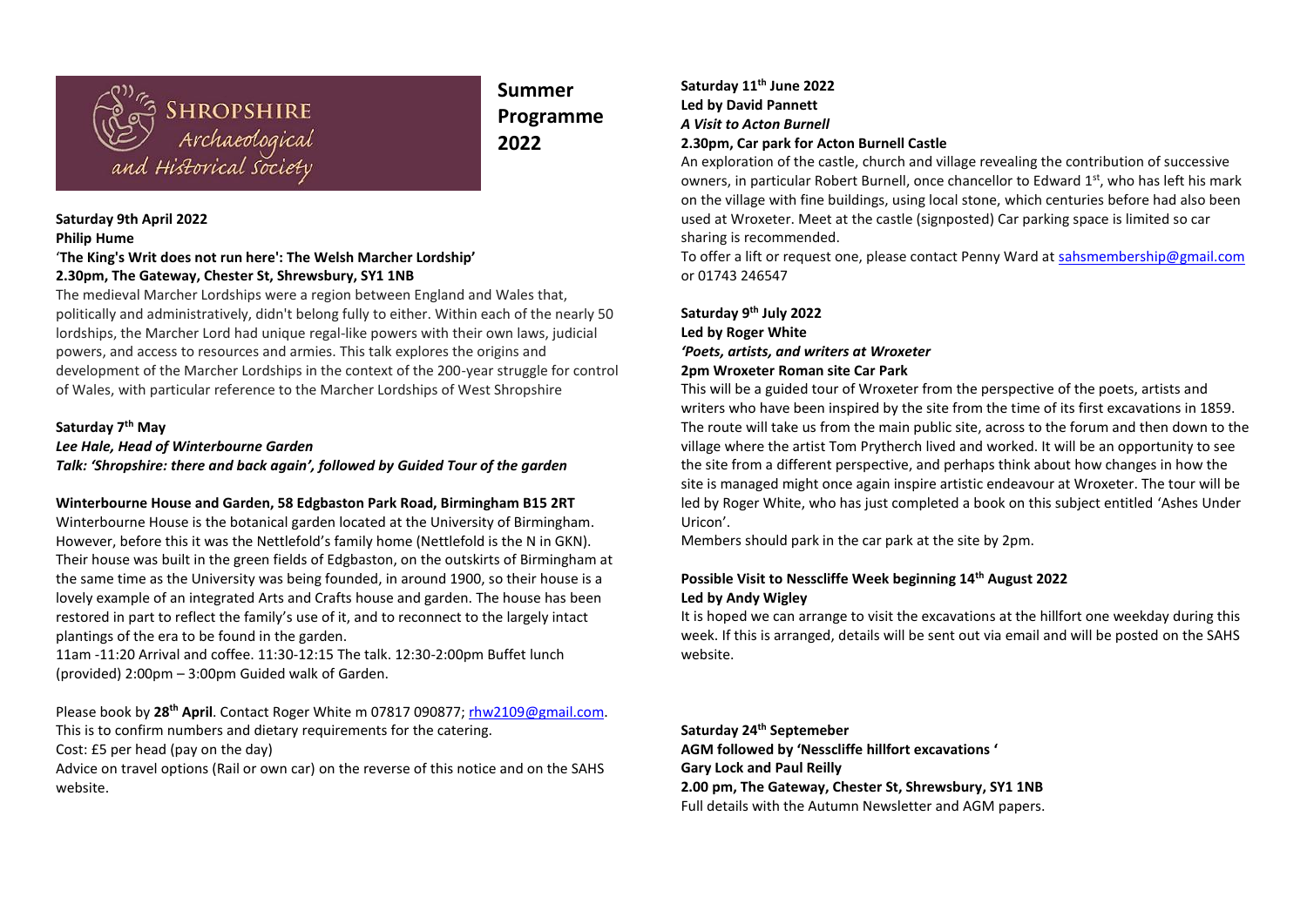# Shropshire Archaeological and Historical Society

# Summer Programme 2022

**Saturday 9th April 2022**
**Philip Hume**
**'The King's Writ does not run here': The Welsh Marcher Lordship'**
**2.30pm, The Gateway, Chester St, Shrewsbury, SY1 1NB**

The medieval Marcher Lordships were a region between England and Wales that, politically and administratively, didn't belong fully to either. Within each of the nearly 50 lordships, the Marcher Lord had unique regal-like powers with their own laws, judicial powers, and access to resources and armies. This talk explores the origins and development of the Marcher Lordships in the context of the 200-year struggle for control of Wales, with particular reference to the Marcher Lordships of West Shropshire

**Saturday 7th May**
***Lee Hale, Head of Winterbourne Garden***
***Talk: 'Shropshire: there and back again', followed by Guided Tour of the garden***

**Winterbourne House and Garden, 58 Edgbaston Park Road, Birmingham B15 2RT**

Winterbourne House is the botanical garden located at the University of Birmingham. However, before this it was the Nettlefold's family home (Nettlefold is the N in GKN). Their house was built in the green fields of Edgbaston, on the outskirts of Birmingham at the same time as the University was being founded, in around 1900, so their house is a lovely example of an integrated Arts and Crafts house and garden. The house has been restored in part to reflect the family's use of it, and to reconnect to the largely intact plantings of the era to be found in the garden.

11am -11:20 Arrival and coffee. 11:30-12:15 The talk. 12:30-2:00pm Buffet lunch (provided) 2:00pm – 3:00pm Guided walk of Garden.

Please book by **28th April**. Contact Roger White m 07817 090877; rhw2109@gmail.com.
This is to confirm numbers and dietary requirements for the catering.
Cost: £5 per head (pay on the day)
Advice on travel options (Rail or own car) on the reverse of this notice and on the SAHS website.

**Saturday 11th June 2022**
**Led by David Pannett**
***A Visit to Acton Burnell***
**2.30pm, Car park for Acton Burnell Castle**

An exploration of the castle, church and village revealing the contribution of successive owners, in particular Robert Burnell, once chancellor to Edward 1st, who has left his mark on the village with fine buildings, using local stone, which centuries before had also been used at Wroxeter. Meet at the castle (signposted) Car parking space is limited so car sharing is recommended.

To offer a lift or request one, please contact Penny Ward at sahsmembership@gmail.com or 01743 246547

**Saturday 9th July 2022**
**Led by Roger White**
***'Poets, artists, and writers at Wroxeter***
**2pm Wroxeter Roman site Car Park**

This will be a guided tour of Wroxeter from the perspective of the poets, artists and writers who have been inspired by the site from the time of its first excavations in 1859. The route will take us from the main public site, across to the forum and then down to the village where the artist Tom Prytherch lived and worked. It will be an opportunity to see the site from a different perspective, and perhaps think about how changes in how the site is managed might once again inspire artistic endeavour at Wroxeter. The tour will be led by Roger White, who has just completed a book on this subject entitled 'Ashes Under Uricon'.

Members should park in the car park at the site by 2pm.

**Possible Visit to Nesscliffe Week beginning 14th August 2022**
**Led by Andy Wigley**

It is hoped we can arrange to visit the excavations at the hillfort one weekday during this week. If this is arranged, details will be sent out via email and will be posted on the SAHS website.

**Saturday 24th Septemeber**
**AGM followed by 'Nesscliffe hillfort excavations '**
**Gary Lock and Paul Reilly**
**2.00 pm, The Gateway, Chester St, Shrewsbury, SY1 1NB**
Full details with the Autumn Newsletter and AGM papers.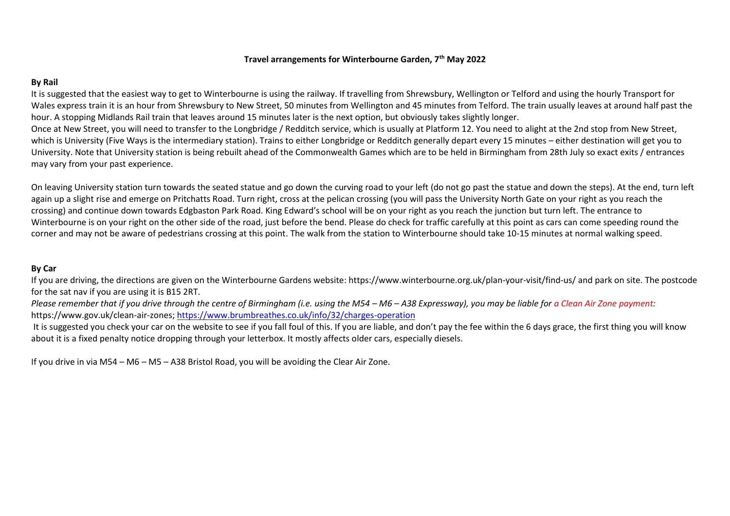**Travel arrangements for Winterbourne Garden, 7th May 2022**

**By Rail**

It is suggested that the easiest way to get to Winterbourne is using the railway. If travelling from Shrewsbury, Wellington or Telford and using the hourly Transport for Wales express train it is an hour from Shrewsbury to New Street, 50 minutes from Wellington and 45 minutes from Telford. The train usually leaves at around half past the hour. A stopping Midlands Rail train that leaves around 15 minutes later is the next option, but obviously takes slightly longer.

Once at New Street, you will need to transfer to the Longbridge / Redditch service, which is usually at Platform 12. You need to alight at the 2nd stop from New Street, which is University (Five Ways is the intermediary station). Trains to either Longbridge or Redditch generally depart every 15 minutes – either destination will get you to University. Note that University station is being rebuilt ahead of the Commonwealth Games which are to be held in Birmingham from 28th July so exact exits / entrances may vary from your past experience.

On leaving University station turn towards the seated statue and go down the curving road to your left (do not go past the statue and down the steps). At the end, turn left again up a slight rise and emerge on Pritchatts Road. Turn right, cross at the pelican crossing (you will pass the University North Gate on your right as you reach the crossing) and continue down towards Edgbaston Park Road. King Edward's school will be on your right as you reach the junction but turn left. The entrance to Winterbourne is on your right on the other side of the road, just before the bend. Please do check for traffic carefully at this point as cars can come speeding round the corner and may not be aware of pedestrians crossing at this point. The walk from the station to Winterbourne should take 10-15 minutes at normal walking speed.

**By Car**

If you are driving, the directions are given on the Winterbourne Gardens website: https://www.winterbourne.org.uk/plan-your-visit/find-us/ and park on site. The postcode for the sat nav if you are using it is B15 2RT.

*Please remember that if you drive through the centre of Birmingham (i.e. using the M54 – M6 – A38 Expressway), you may be liable for a Clean Air Zone payment:*
https://www.gov.uk/clean-air-zones; https://www.brumbreathes.co.uk/info/32/charges-operation

It is suggested you check your car on the website to see if you fall foul of this. If you are liable, and don't pay the fee within the 6 days grace, the first thing you will know about it is a fixed penalty notice dropping through your letterbox. It mostly affects older cars, especially diesels.

If you drive in via M54 – M6 – M5 – A38 Bristol Road, you will be avoiding the Clear Air Zone.